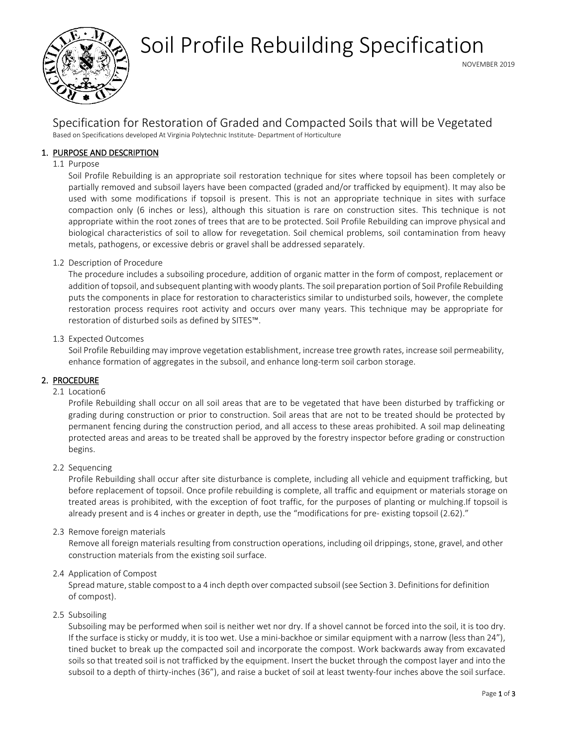# Soil Profile Rebuilding Specification

NOVEMBER 2019

## Specification for Restoration of Graded and Compacted Soils that will be Vegetated

Based on Specifications developed At Virginia Polytechnic Institute- Department of Horticulture

### 1. PURPOSE AND DESCRIPTION

1.1 Purpose

Soil Profile Rebuilding is an appropriate soil restoration technique for sites where topsoil has been completely or partially removed and subsoil layers have been compacted (graded and/or trafficked by equipment). It may also be used with some modifications if topsoil is present. This is not an appropriate technique in sites with surface compaction only (6 inches or less), although this situation is rare on construction sites. This technique is not appropriate within the root zones of trees that are to be protected. Soil Profile Rebuilding can improve physical and biological characteristics of soil to allow for revegetation. Soil chemical problems, soil contamination from heavy metals, pathogens, or excessive debris or gravel shall be addressed separately.

1.2 Description of Procedure

The procedure includes a subsoiling procedure, addition of organic matter in the form of compost, replacement or addition of topsoil, and subsequent planting with woody plants. The soil preparation portion of Soil Profile Rebuilding puts the components in place for restoration to characteristics similar to undisturbed soils, however, the complete restoration process requires root activity and occurs over many years. This technique may be appropriate for restoration of disturbed soils as defined by SITES™.

1.3 Expected Outcomes

Soil Profile Rebuilding may improve vegetation establishment, increase tree growth rates, increase soil permeability, enhance formation of aggregates in the subsoil, and enhance long-term soil carbon storage.

### 2. PROCEDURE

2.1 Location6

Profile Rebuilding shall occur on all soil areas that are to be vegetated that have been disturbed by trafficking or grading during construction or prior to construction. Soil areas that are not to be treated should be protected by permanent fencing during the construction period, and all access to these areas prohibited. A soil map delineating protected areas and areas to be treated shall be approved by the forestry inspector before grading or construction begins.

2.2 Sequencing

Profile Rebuilding shall occur after site disturbance is complete, including all vehicle and equipment trafficking, but before replacement of topsoil. Once profile rebuilding is complete, all traffic and equipment or materials storage on treated areas is prohibited, with the exception of foot traffic, for the purposes of planting or mulching.If topsoil is already present and is 4 inches or greater in depth, use the "modifications for pre- existing topsoil (2.62)."

2.3 Remove foreign materials

Remove all foreign materials resulting from construction operations, including oil drippings, stone, gravel, and other construction materials from the existing soil surface.

2.4 Application of Compost

Spread mature, stable compost to a 4 inch depth over compacted subsoil (see Section 3. Definitions for definition of compost).

2.5 Subsoiling

Subsoiling may be performed when soil is neither wet nor dry. If a shovel cannot be forced into the soil, it is too dry. If the surface is sticky or muddy, it is too wet. Use a mini-backhoe or similar equipment with a narrow (less than 24"), tined bucket to break up the compacted soil and incorporate the compost. Work backwards away from excavated soils so that treated soil is not trafficked by the equipment. Insert the bucket through the compost layer and into the subsoil to a depth of thirty-inches (36"), and raise a bucket of soil at least twenty-four inches above the soil surface.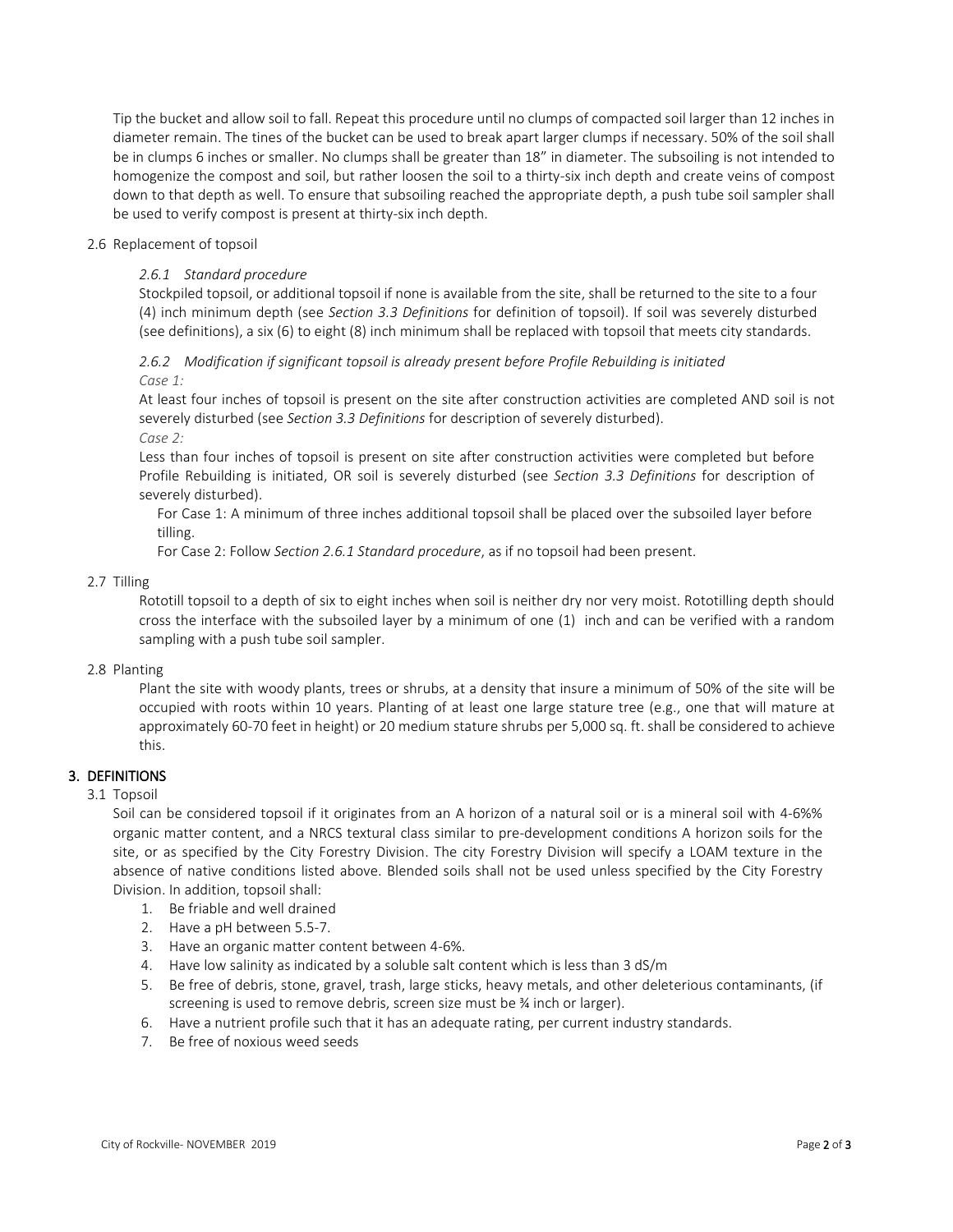Tip the bucket and allow soil to fall. Repeat this procedure until no clumps of compacted soil larger than 12 inches in diameter remain. The tines of the bucket can be used to break apart larger clumps if necessary. 50% of the soil shall be in clumps 6 inches or smaller. No clumps shall be greater than 18" in diameter. The subsoiling is not intended to homogenize the compost and soil, but rather loosen the soil to a thirty-six inch depth and create veins of compost down to that depth as well. To ensure that subsoiling reached the appropriate depth, a push tube soil sampler shall be used to verify compost is present at thirty-six inch depth.

### 2.6 Replacement of topsoil

#### *2.6.1 Standard procedure*

Stockpiled topsoil, or additional topsoil if none is available from the site, shall be returned to the site to a four (4) inch minimum depth (see *Section 3.3 Definitions* for definition of topsoil). If soil was severely disturbed (see definitions), a six (6) to eight (8) inch minimum shall be replaced with topsoil that meets city standards.

#### *2.6.2 Modification if significant topsoil is already present before Profile Rebuilding is initiated*

*Case 1:*

At least four inches of topsoil is present on the site after construction activities are completed AND soil is not severely disturbed (see *Section 3.3 Definitions* for description of severely disturbed).

*Case 2:*

Less than four inches of topsoil is present on site after construction activities were completed but before Profile Rebuilding is initiated, OR soil is severely disturbed (see *Section 3.3 Definitions* for description of severely disturbed).

For Case 1: A minimum of three inches additional topsoil shall be placed over the subsoiled layer before tilling.

For Case 2: Follow *Section 2.6.1 Standard procedure*, as if no topsoil had been present.

### 2.7 Tilling

Rototill topsoil to a depth of six to eight inches when soil is neither dry nor very moist. Rototilling depth should cross the interface with the subsoiled layer by a minimum of one (1) inch and can be verified with a random sampling with a push tube soil sampler.

### 2.8 Planting

Plant the site with woody plants, trees or shrubs, at a density that insure a minimum of 50% of the site will be occupied with roots within 10 years. Planting of at least one large stature tree (e.g., one that will mature at approximately 60-70 feet in height) or 20 medium stature shrubs per 5,000 sq. ft. shall be considered to achieve this.

## 3. DEFINITIONS

### 3.1 Topsoil

Soil can be considered topsoil if it originates from an A horizon of a natural soil or is a mineral soil with 4-6%% organic matter content, and a NRCS textural class similar to pre-development conditions A horizon soils for the site, or as specified by the City Forestry Division. The city Forestry Division will specify a LOAM texture in the absence of native conditions listed above. Blended soils shall not be used unless specified by the City Forestry Division. In addition, topsoil shall:

1. Be friable and well drained
2. Have a pH between 5.5-7.
3. Have an organic matter content between 4-6%.
4. Have low salinity as indicated by a soluble salt content which is less than 3 dS/m
5. Be free of debris, stone, gravel, trash, large sticks, heavy metals, and other deleterious contaminants, (if screening is used to remove debris, screen size must be ¾ inch or larger).
6. Have a nutrient profile such that it has an adequate rating, per current industry standards.
7. Be free of noxious weed seeds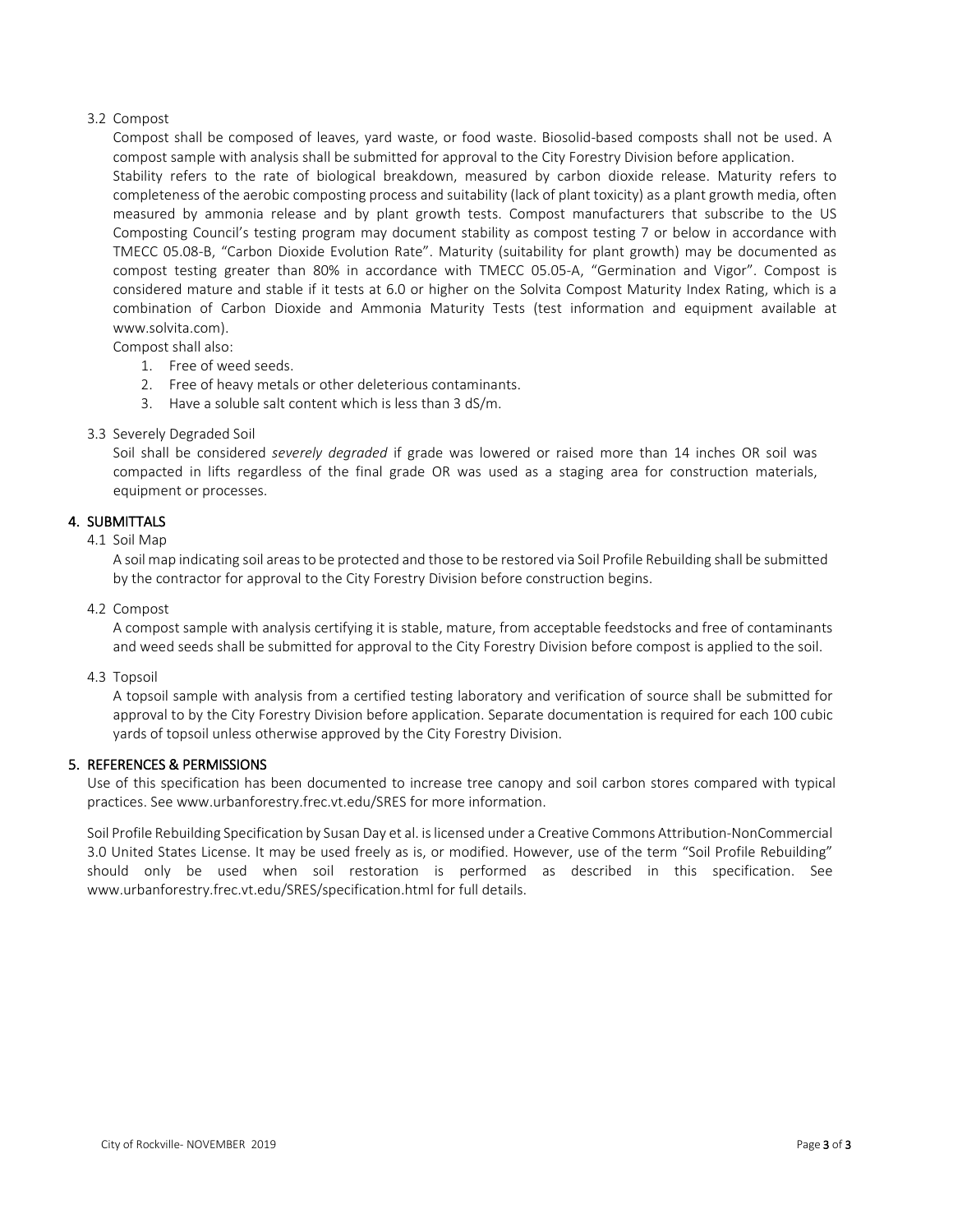### 3.2 Compost

Compost shall be composed of leaves, yard waste, or food waste. Biosolid-based composts shall not be used. A compost sample with analysis shall be submitted for approval to the City Forestry Division before application.

Stability refers to the rate of biological breakdown, measured by carbon dioxide release. Maturity refers to completeness of the aerobic composting process and suitability (lack of plant toxicity) as a plant growth media, often measured by ammonia release and by plant growth tests. Compost manufacturers that subscribe to the US Composting Council's testing program may document stability as compost testing 7 or below in accordance with TMECC 05.08-B, "Carbon Dioxide Evolution Rate". Maturity (suitability for plant growth) may be documented as compost testing greater than 80% in accordance with TMECC 05.05-A, "Germination and Vigor". Compost is considered mature and stable if it tests at 6.0 or higher on the Solvita Compost Maturity Index Rating, which is a combination of Carbon Dioxide and Ammonia Maturity Tests (test information and equipment available at www.solvita.com).

Compost shall also:

1. Free of weed seeds.
2. Free of heavy metals or other deleterious contaminants.
3. Have a soluble salt content which is less than 3 dS/m.

### 3.3 Severely Degraded Soil

Soil shall be considered *severely degraded* if grade was lowered or raised more than 14 inches OR soil was compacted in lifts regardless of the final grade OR was used as a staging area for construction materials, equipment or processes.

## 4. SUBMITTALS

### 4.1 Soil Map

A soil map indicating soil areas to be protected and those to be restored via Soil Profile Rebuilding shall be submitted by the contractor for approval to the City Forestry Division before construction begins.

### 4.2 Compost

A compost sample with analysis certifying it is stable, mature, from acceptable feedstocks and free of contaminants and weed seeds shall be submitted for approval to the City Forestry Division before compost is applied to the soil.

### 4.3 Topsoil

A topsoil sample with analysis from a certified testing laboratory and verification of source shall be submitted for approval to by the City Forestry Division before application. Separate documentation is required for each 100 cubic yards of topsoil unless otherwise approved by the City Forestry Division.

## 5. REFERENCES & PERMISSIONS

Use of this specification has been documented to increase tree canopy and soil carbon stores compared with typical practices. See www.urbanforestry.frec.vt.edu/SRES for more information.

Soil Profile Rebuilding Specification by Susan Day et al. is licensed under a Creative Commons Attribution-NonCommercial 3.0 United States License. It may be used freely as is, or modified. However, use of the term "Soil Profile Rebuilding" should only be used when soil restoration is performed as described in this specification. See www.urbanforestry.frec.vt.edu/SRES/specification.html for full details.